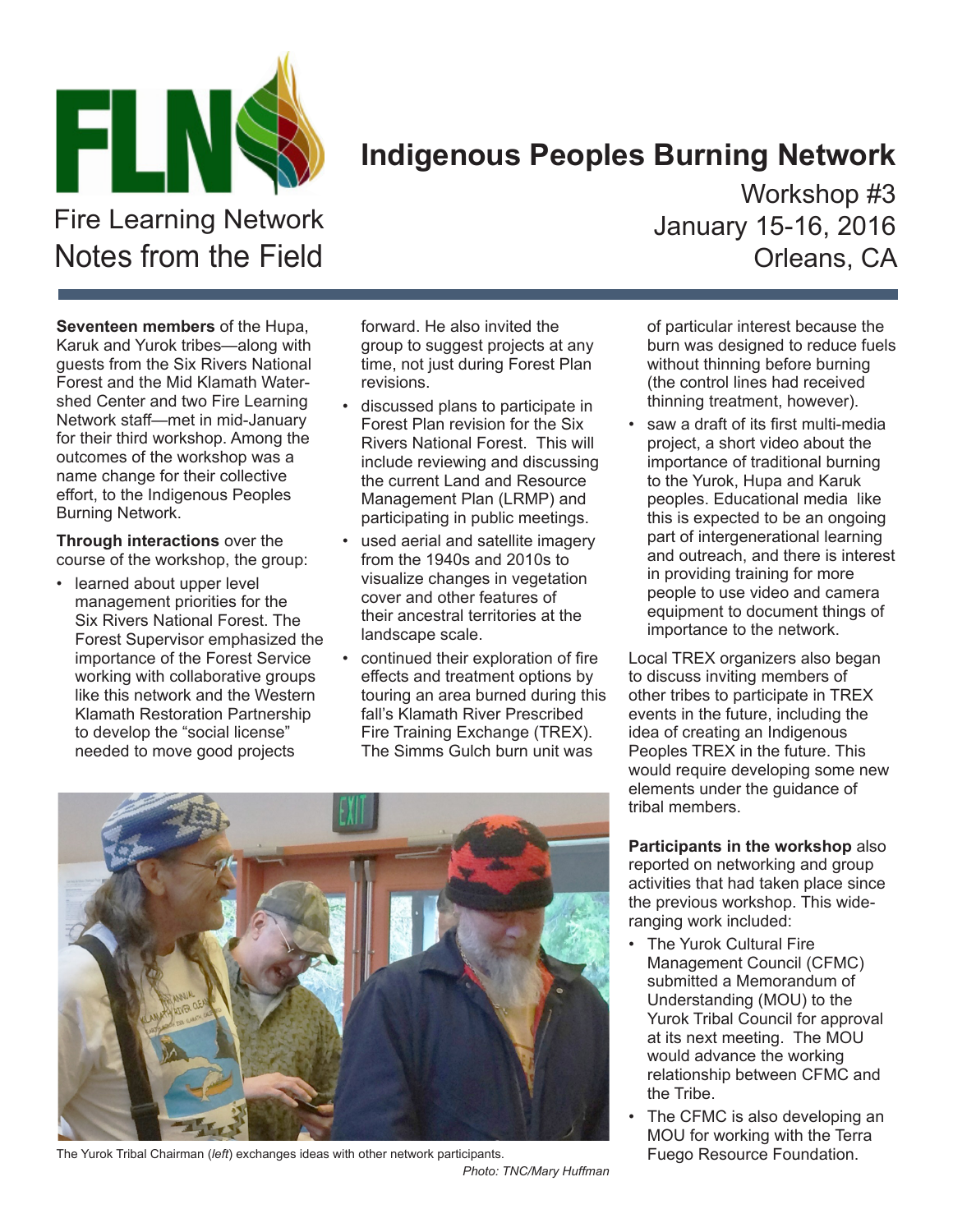Fire Learning Network
Notes from the Field

# Indigenous Peoples Burning Network

Workshop #3
January 15-16, 2016
Orleans, CA

**Seventeen members** of the Hupa, Karuk and Yurok tribes—along with guests from the Six Rivers National Forest and the Mid Klamath Watershed Center and two Fire Learning Network staff—met in mid-January for their third workshop. Among the outcomes of the workshop was a name change for their collective effort, to the Indigenous Peoples Burning Network.

**Through interactions** over the course of the workshop, the group:

- learned about upper level management priorities for the Six Rivers National Forest. The Forest Supervisor emphasized the importance of the Forest Service working with collaborative groups like this network and the Western Klamath Restoration Partnership to develop the "social license" needed to move good projects forward. He also invited the group to suggest projects at any time, not just during Forest Plan revisions.
- discussed plans to participate in Forest Plan revision for the Six Rivers National Forest. This will include reviewing and discussing the current Land and Resource Management Plan (LRMP) and participating in public meetings.
- used aerial and satellite imagery from the 1940s and 2010s to visualize changes in vegetation cover and other features of their ancestral territories at the landscape scale.
- continued their exploration of fire effects and treatment options by touring an area burned during this fall's Klamath River Prescribed Fire Training Exchange (TREX). The Simms Gulch burn unit was of particular interest because the burn was designed to reduce fuels without thinning before burning (the control lines had received thinning treatment, however).
- saw a draft of its first multi-media project, a short video about the importance of traditional burning to the Yurok, Hupa and Karuk peoples. Educational media like this is expected to be an ongoing part of intergenerational learning and outreach, and there is interest in providing training for more people to use video and camera equipment to document things of importance to the network.

Local TREX organizers also began to discuss inviting members of other tribes to participate in TREX events in the future, including the idea of creating an Indigenous Peoples TREX in the future. This would require developing some new elements under the guidance of tribal members.

The Yurok Tribal Chairman (*left*) exchanges ideas with other network participants.
*Photo: TNC/Mary Huffman*

**Participants in the workshop** also reported on networking and group activities that had taken place since the previous workshop. This wide-ranging work included:

- The Yurok Cultural Fire Management Council (CFMC) submitted a Memorandum of Understanding (MOU) to the Yurok Tribal Council for approval at its next meeting. The MOU would advance the working relationship between CFMC and the Tribe.
- The CFMC is also developing an MOU for working with the Terra Fuego Resource Foundation.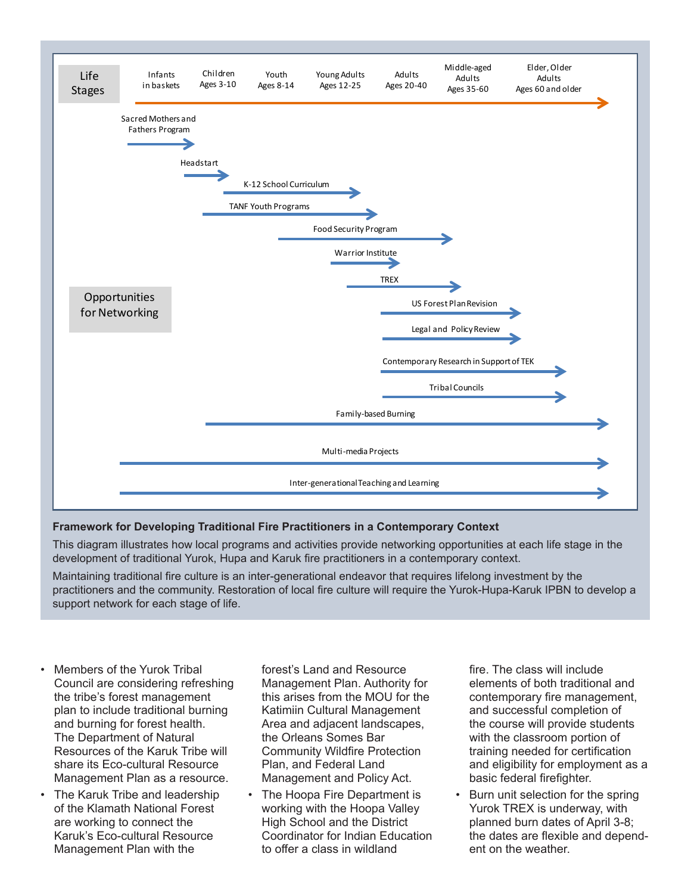| Life Stages | Infants in baskets | Children Ages 3-10 | Youth Ages 8-14 | Young Adults Ages 12-25 | Adults Ages 20-40 | Middle-aged Adults Ages 35-60 | Elder, Older Adults Ages 60 and older |
|---|---|---|---|---|---|---|---|

**Opportunities for Networking**

- Sacred Mothers and Fathers Program
- Headstart
- K-12 School Curriculum
- TANF Youth Programs
- Food Security Program
- Warrior Institute
- TREX
- US Forest Plan Revision
- Legal and Policy Review
- Contemporary Research in Support of TEK
- Tribal Councils
- Family-based Burning
- Multi-media Projects
- Inter-generational Teaching and Learning

**Framework for Developing Traditional Fire Practitioners in a Contemporary Context**

This diagram illustrates how local programs and activities provide networking opportunities at each life stage in the development of traditional Yurok, Hupa and Karuk fire practitioners in a contemporary context.

Maintaining traditional fire culture is an inter-generational endeavor that requires lifelong investment by the practitioners and the community. Restoration of local fire culture will require the Yurok-Hupa-Karuk IPBN to develop a support network for each stage of life.

- Members of the Yurok Tribal Council are considering refreshing the tribe's forest management plan to include traditional burning and burning for forest health. The Department of Natural Resources of the Karuk Tribe will share its Eco-cultural Resource Management Plan as a resource.
- The Karuk Tribe and leadership of the Klamath National Forest are working to connect the Karuk's Eco-cultural Resource Management Plan with the forest's Land and Resource Management Plan. Authority for this arises from the MOU for the Katimiin Cultural Management Area and adjacent landscapes, the Orleans Somes Bar Community Wildfire Protection Plan, and Federal Land Management and Policy Act.
- The Hoopa Fire Department is working with the Hoopa Valley High School and the District Coordinator for Indian Education to offer a class in wildland fire. The class will include elements of both traditional and contemporary fire management, and successful completion of the course will provide students with the classroom portion of training needed for certification and eligibility for employment as a basic federal firefighter.
- Burn unit selection for the spring Yurok TREX is underway, with planned burn dates of April 3-8; the dates are flexible and dependent on the weather.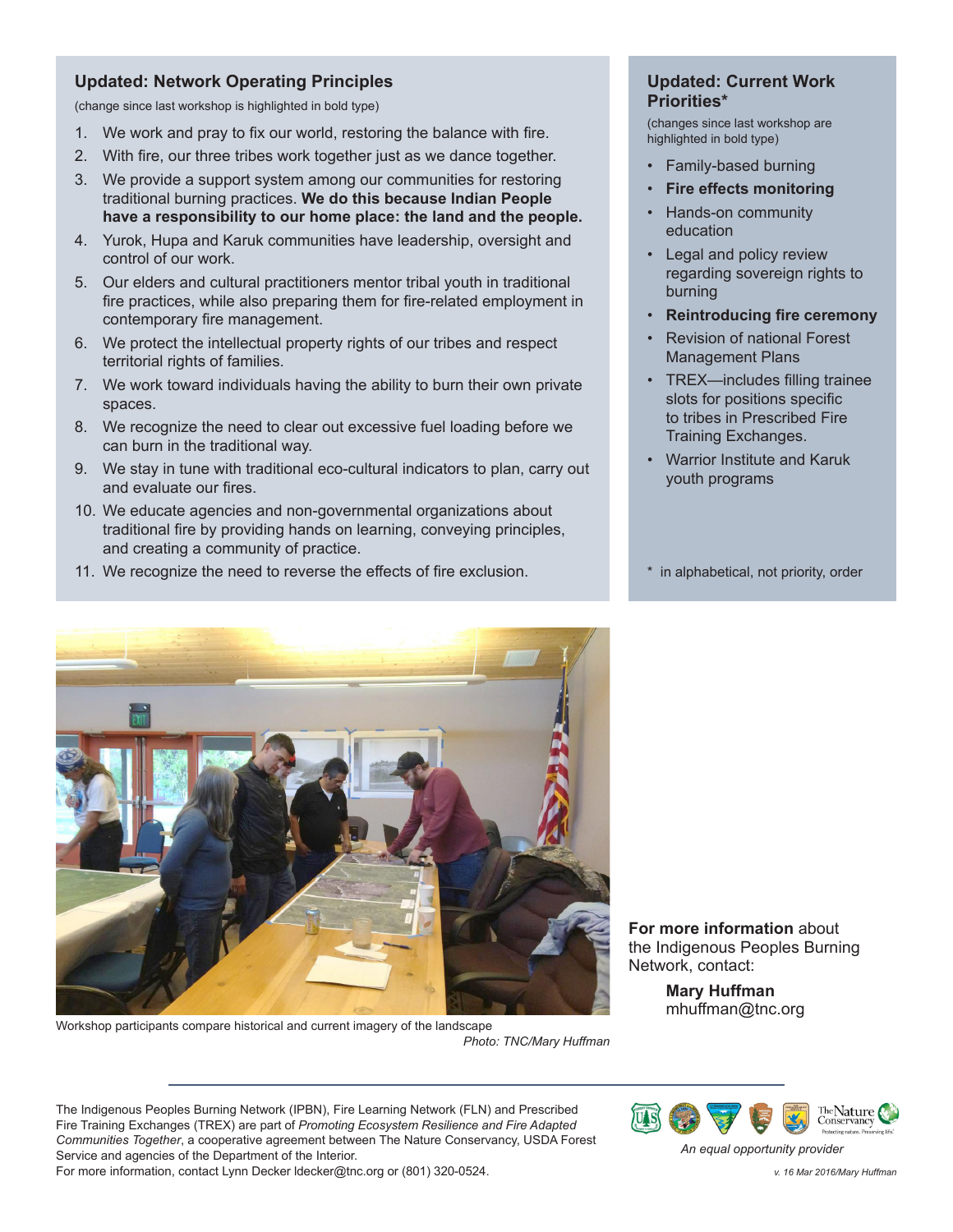## Updated: Network Operating Principles

(change since last workshop is highlighted in bold type)

1. We work and pray to fix our world, restoring the balance with fire.
2. With fire, our three tribes work together just as we dance together.
3. We provide a support system among our communities for restoring traditional burning practices. **We do this because Indian People have a responsibility to our home place: the land and the people.**
4. Yurok, Hupa and Karuk communities have leadership, oversight and control of our work.
5. Our elders and cultural practitioners mentor tribal youth in traditional fire practices, while also preparing them for fire-related employment in contemporary fire management.
6. We protect the intellectual property rights of our tribes and respect territorial rights of families.
7. We work toward individuals having the ability to burn their own private spaces.
8. We recognize the need to clear out excessive fuel loading before we can burn in the traditional way.
9. We stay in tune with traditional eco-cultural indicators to plan, carry out and evaluate our fires.
10. We educate agencies and non-governmental organizations about traditional fire by providing hands on learning, conveying principles, and creating a community of practice.
11. We recognize the need to reverse the effects of fire exclusion.

## Updated: Current Work Priorities*

(changes since last workshop are highlighted in bold type)

- Family-based burning
- **Fire effects monitoring**
- Hands-on community education
- Legal and policy review regarding sovereign rights to burning
- **Reintroducing fire ceremony**
- Revision of national Forest Management Plans
- TREX—includes filling trainee slots for positions specific to tribes in Prescribed Fire Training Exchanges.
- Warrior Institute and Karuk youth programs

\* in alphabetical, not priority, order

Workshop participants compare historical and current imagery of the landscape

*Photo: TNC/Mary Huffman*

**For more information** about the Indigenous Peoples Burning Network, contact:

**Mary Huffman**
mhuffman@tnc.org

The Indigenous Peoples Burning Network (IPBN), Fire Learning Network (FLN) and Prescribed Fire Training Exchanges (TREX) are part of *Promoting Ecosystem Resilience and Fire Adapted Communities Together*, a cooperative agreement between The Nature Conservancy, USDA Forest Service and agencies of the Department of the Interior.
For more information, contact Lynn Decker ldecker@tnc.org or (801) 320-0524.

*An equal opportunity provider*

*v. 16 Mar 2016/Mary Huffman*